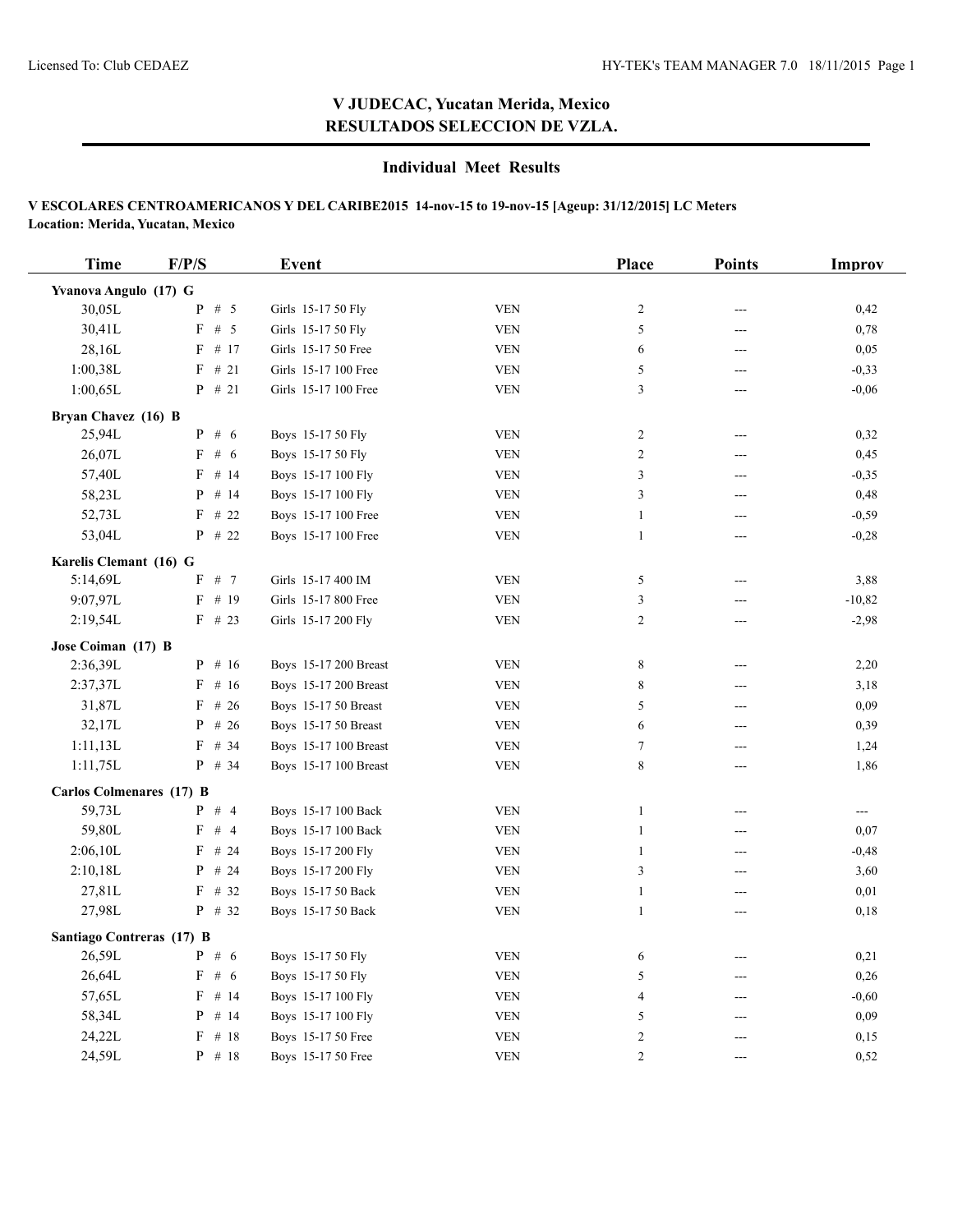# V JUDECAC, Yucatan Merida, Mexico
## RESULTADOS SELECCION DE VZLA.

### Individual Meet Results

**V ESCOLARES CENTROAMERICANOS Y DEL CARIBE2015 14-nov-15 to 19-nov-15 [Ageup: 31/12/2015] LC Meters**
**Location: Merida, Yucatan, Mexico**

| Time | F/P/S | Event | | Place | Points | Improv |
|---|---|---|---|---|---|---|
| **Yvanova Angulo (17) G** | | | | | | |
| 30,05L | P # 5 | Girls 15-17 50 Fly | VEN | 2 | --- | 0,42 |
| 30,41L | F # 5 | Girls 15-17 50 Fly | VEN | 5 | --- | 0,78 |
| 28,16L | F # 17 | Girls 15-17 50 Free | VEN | 6 | --- | 0,05 |
| 1:00,38L | F # 21 | Girls 15-17 100 Free | VEN | 5 | --- | -0,33 |
| 1:00,65L | P # 21 | Girls 15-17 100 Free | VEN | 3 | --- | -0,06 |
| **Bryan Chavez (16) B** | | | | | | |
| 25,94L | P # 6 | Boys 15-17 50 Fly | VEN | 2 | --- | 0,32 |
| 26,07L | F # 6 | Boys 15-17 50 Fly | VEN | 2 | --- | 0,45 |
| 57,40L | F # 14 | Boys 15-17 100 Fly | VEN | 3 | --- | -0,35 |
| 58,23L | P # 14 | Boys 15-17 100 Fly | VEN | 3 | --- | 0,48 |
| 52,73L | F # 22 | Boys 15-17 100 Free | VEN | 1 | --- | -0,59 |
| 53,04L | P # 22 | Boys 15-17 100 Free | VEN | 1 | --- | -0,28 |
| **Karelis Clemant (16) G** | | | | | | |
| 5:14,69L | F # 7 | Girls 15-17 400 IM | VEN | 5 | --- | 3,88 |
| 9:07,97L | F # 19 | Girls 15-17 800 Free | VEN | 3 | --- | -10,82 |
| 2:19,54L | F # 23 | Girls 15-17 200 Fly | VEN | 2 | --- | -2,98 |
| **Jose Coiman (17) B** | | | | | | |
| 2:36,39L | P # 16 | Boys 15-17 200 Breast | VEN | 8 | --- | 2,20 |
| 2:37,37L | F # 16 | Boys 15-17 200 Breast | VEN | 8 | --- | 3,18 |
| 31,87L | F # 26 | Boys 15-17 50 Breast | VEN | 5 | --- | 0,09 |
| 32,17L | P # 26 | Boys 15-17 50 Breast | VEN | 6 | --- | 0,39 |
| 1:11,13L | F # 34 | Boys 15-17 100 Breast | VEN | 7 | --- | 1,24 |
| 1:11,75L | P # 34 | Boys 15-17 100 Breast | VEN | 8 | --- | 1,86 |
| **Carlos Colmenares (17) B** | | | | | | |
| 59,73L | P # 4 | Boys 15-17 100 Back | VEN | 1 | --- | --- |
| 59,80L | F # 4 | Boys 15-17 100 Back | VEN | 1 | --- | 0,07 |
| 2:06,10L | F # 24 | Boys 15-17 200 Fly | VEN | 1 | --- | -0,48 |
| 2:10,18L | P # 24 | Boys 15-17 200 Fly | VEN | 3 | --- | 3,60 |
| 27,81L | F # 32 | Boys 15-17 50 Back | VEN | 1 | --- | 0,01 |
| 27,98L | P # 32 | Boys 15-17 50 Back | VEN | 1 | --- | 0,18 |
| **Santiago Contreras (17) B** | | | | | | |
| 26,59L | P # 6 | Boys 15-17 50 Fly | VEN | 6 | --- | 0,21 |
| 26,64L | F # 6 | Boys 15-17 50 Fly | VEN | 5 | --- | 0,26 |
| 57,65L | F # 14 | Boys 15-17 100 Fly | VEN | 4 | --- | -0,60 |
| 58,34L | P # 14 | Boys 15-17 100 Fly | VEN | 5 | --- | 0,09 |
| 24,22L | F # 18 | Boys 15-17 50 Free | VEN | 2 | --- | 0,15 |
| 24,59L | P # 18 | Boys 15-17 50 Free | VEN | 2 | --- | 0,52 |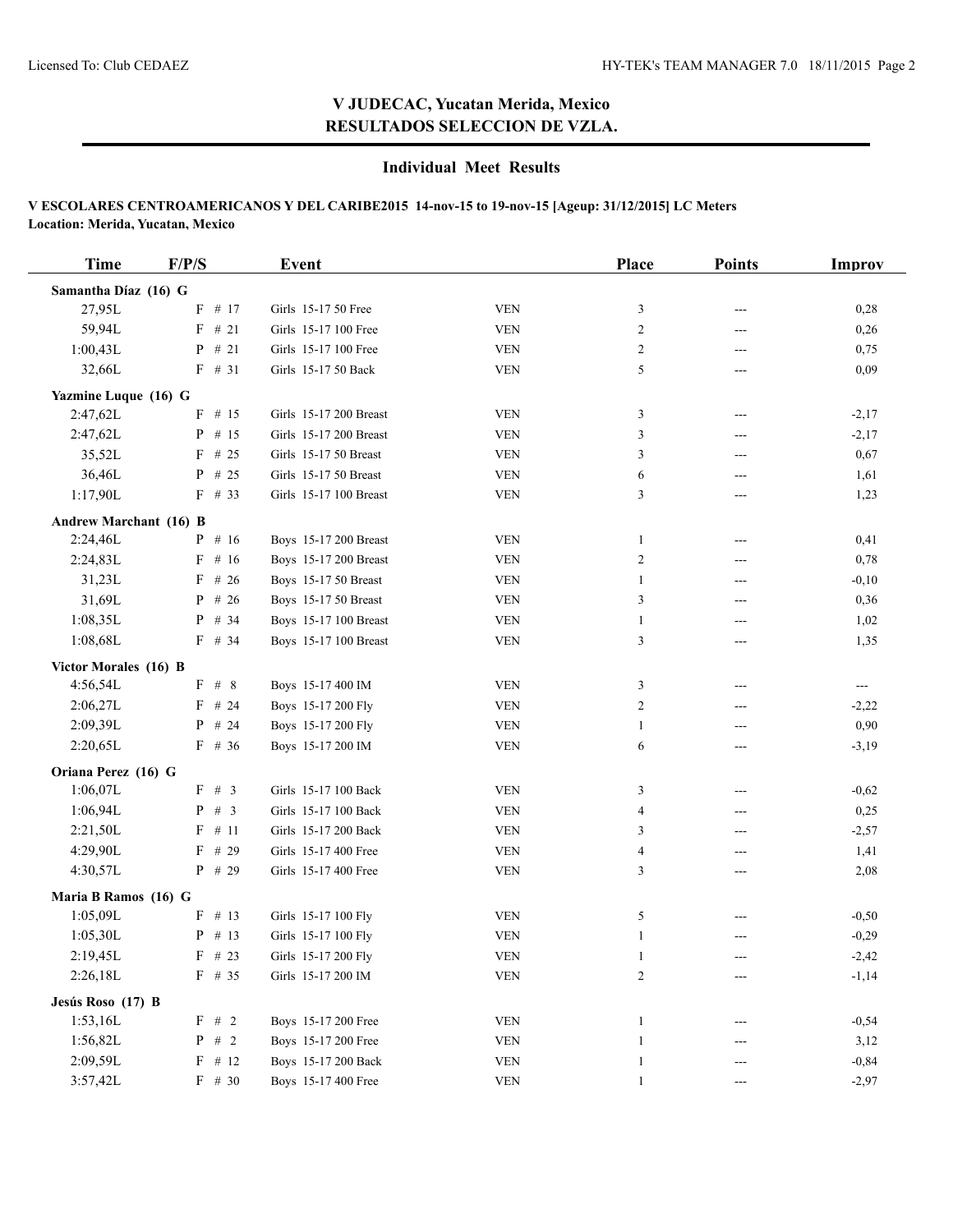## V JUDECAC, Yucatan Merida, Mexico
## RESULTADOS SELECCION DE VZLA.

### Individual Meet Results

**V ESCOLARES CENTROAMERICANOS Y DEL CARIBE2015 14-nov-15 to 19-nov-15 [Ageup: 31/12/2015] LC Meters**
**Location: Merida, Yucatan, Mexico**

| Time | F/P/S | Event | | Place | Points | Improv |
|---|---|---|---|---|---|---|
| **Samantha Díaz (16) G** | | | | | | |
| 27,95L | F # 17 | Girls 15-17 50 Free | VEN | 3 | --- | 0,28 |
| 59,94L | F # 21 | Girls 15-17 100 Free | VEN | 2 | --- | 0,26 |
| 1:00,43L | P # 21 | Girls 15-17 100 Free | VEN | 2 | --- | 0,75 |
| 32,66L | F # 31 | Girls 15-17 50 Back | VEN | 5 | --- | 0,09 |
| **Yazmine Luque (16) G** | | | | | | |
| 2:47,62L | F # 15 | Girls 15-17 200 Breast | VEN | 3 | --- | -2,17 |
| 2:47,62L | P # 15 | Girls 15-17 200 Breast | VEN | 3 | --- | -2,17 |
| 35,52L | F # 25 | Girls 15-17 50 Breast | VEN | 3 | --- | 0,67 |
| 36,46L | P # 25 | Girls 15-17 50 Breast | VEN | 6 | --- | 1,61 |
| 1:17,90L | F # 33 | Girls 15-17 100 Breast | VEN | 3 | --- | 1,23 |
| **Andrew Marchant (16) B** | | | | | | |
| 2:24,46L | P # 16 | Boys 15-17 200 Breast | VEN | 1 | --- | 0,41 |
| 2:24,83L | F # 16 | Boys 15-17 200 Breast | VEN | 2 | --- | 0,78 |
| 31,23L | F # 26 | Boys 15-17 50 Breast | VEN | 1 | --- | -0,10 |
| 31,69L | P # 26 | Boys 15-17 50 Breast | VEN | 3 | --- | 0,36 |
| 1:08,35L | P # 34 | Boys 15-17 100 Breast | VEN | 1 | --- | 1,02 |
| 1:08,68L | F # 34 | Boys 15-17 100 Breast | VEN | 3 | --- | 1,35 |
| **Victor Morales (16) B** | | | | | | |
| 4:56,54L | F # 8 | Boys 15-17 400 IM | VEN | 3 | --- | --- |
| 2:06,27L | F # 24 | Boys 15-17 200 Fly | VEN | 2 | --- | -2,22 |
| 2:09,39L | P # 24 | Boys 15-17 200 Fly | VEN | 1 | --- | 0,90 |
| 2:20,65L | F # 36 | Boys 15-17 200 IM | VEN | 6 | --- | -3,19 |
| **Oriana Perez (16) G** | | | | | | |
| 1:06,07L | F # 3 | Girls 15-17 100 Back | VEN | 3 | --- | -0,62 |
| 1:06,94L | P # 3 | Girls 15-17 100 Back | VEN | 4 | --- | 0,25 |
| 2:21,50L | F # 11 | Girls 15-17 200 Back | VEN | 3 | --- | -2,57 |
| 4:29,90L | F # 29 | Girls 15-17 400 Free | VEN | 4 | --- | 1,41 |
| 4:30,57L | P # 29 | Girls 15-17 400 Free | VEN | 3 | --- | 2,08 |
| **Maria B Ramos (16) G** | | | | | | |
| 1:05,09L | F # 13 | Girls 15-17 100 Fly | VEN | 5 | --- | -0,50 |
| 1:05,30L | P # 13 | Girls 15-17 100 Fly | VEN | 1 | --- | -0,29 |
| 2:19,45L | F # 23 | Girls 15-17 200 Fly | VEN | 1 | --- | -2,42 |
| 2:26,18L | F # 35 | Girls 15-17 200 IM | VEN | 2 | --- | -1,14 |
| **Jesús Roso (17) B** | | | | | | |
| 1:53,16L | F # 2 | Boys 15-17 200 Free | VEN | 1 | --- | -0,54 |
| 1:56,82L | P # 2 | Boys 15-17 200 Free | VEN | 1 | --- | 3,12 |
| 2:09,59L | F # 12 | Boys 15-17 200 Back | VEN | 1 | --- | -0,84 |
| 3:57,42L | F # 30 | Boys 15-17 400 Free | VEN | 1 | --- | -2,97 |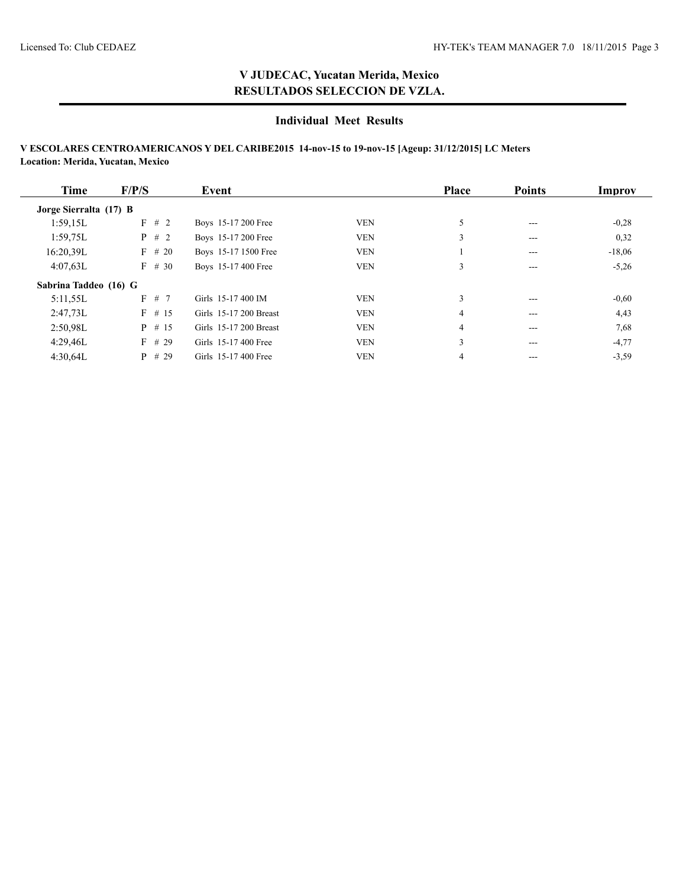## V JUDECAC, Yucatan Merida, Mexico
## RESULTADOS SELECCION DE VZLA.

### Individual Meet Results

**V ESCOLARES CENTROAMERICANOS Y DEL CARIBE2015 14-nov-15 to 19-nov-15 [Ageup: 31/12/2015] LC Meters**
**Location: Merida, Yucatan, Mexico**

| Time | F/P/S | Event | | Place | Points | Improv |
|---|---|---|---|---|---|---|
| **Jorge Sierralta (17) B** | | | | | | |
| 1:59,15L | F # 2 | Boys 15-17 200 Free | VEN | 5 | --- | -0,28 |
| 1:59,75L | P # 2 | Boys 15-17 200 Free | VEN | 3 | --- | 0,32 |
| 16:20,39L | F # 20 | Boys 15-17 1500 Free | VEN | 1 | --- | -18,06 |
| 4:07,63L | F # 30 | Boys 15-17 400 Free | VEN | 3 | --- | -5,26 |
| **Sabrina Taddeo (16) G** | | | | | | |
| 5:11,55L | F # 7 | Girls 15-17 400 IM | VEN | 3 | --- | -0,60 |
| 2:47,73L | F # 15 | Girls 15-17 200 Breast | VEN | 4 | --- | 4,43 |
| 2:50,98L | P # 15 | Girls 15-17 200 Breast | VEN | 4 | --- | 7,68 |
| 4:29,46L | F # 29 | Girls 15-17 400 Free | VEN | 3 | --- | -4,77 |
| 4:30,64L | P # 29 | Girls 15-17 400 Free | VEN | 4 | --- | -3,59 |